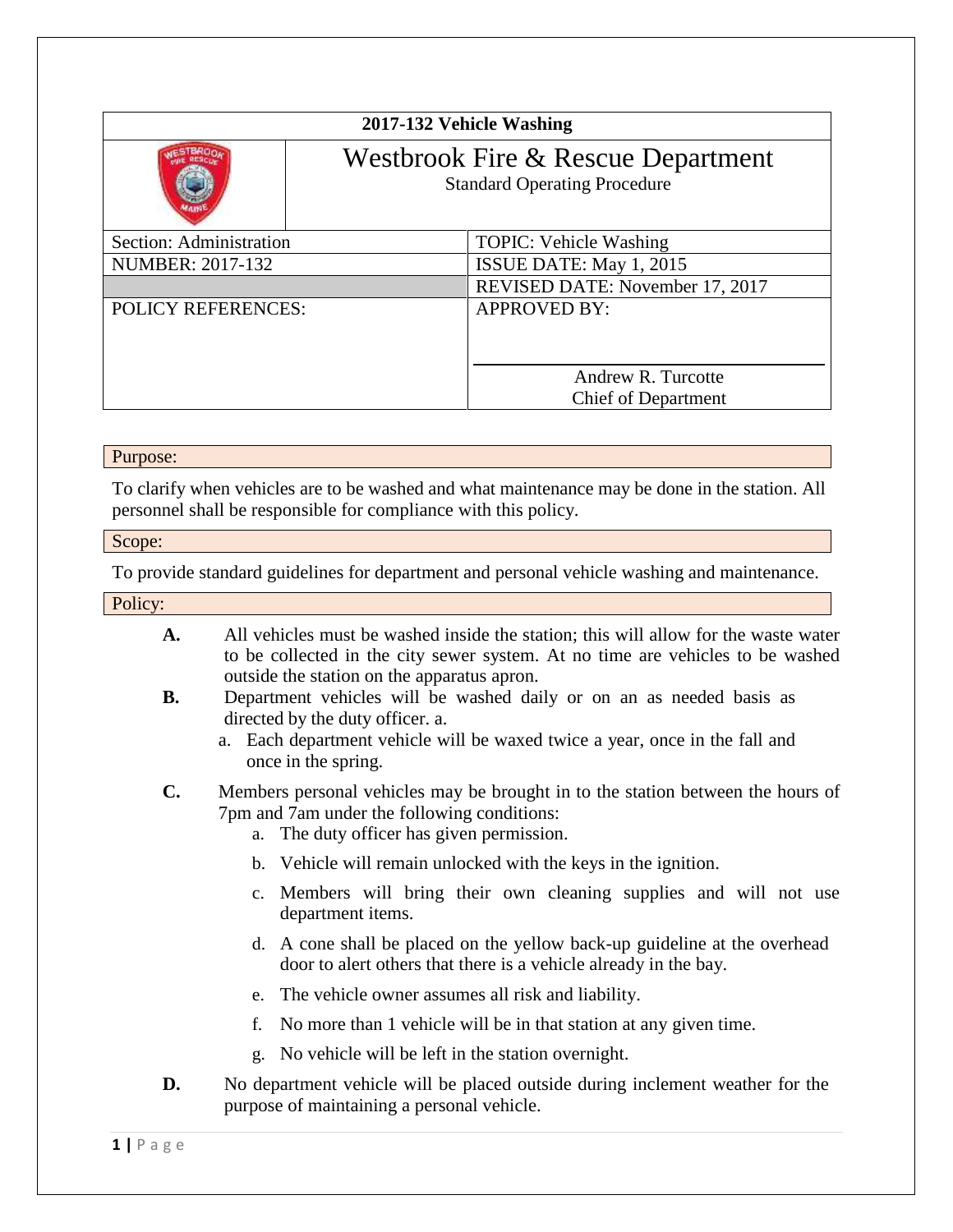| 2017-132 Vehicle Washing | |
|---|---|
| | **Westbrook Fire & Rescue Department**<br>Standard Operating Procedure |

| | |
|---|---|
| Section: Administration | TOPIC: Vehicle Washing |
| NUMBER: 2017-132 | ISSUE DATE: May 1, 2015 |
| | REVISED DATE: November 17, 2017 |
| POLICY REFERENCES: | APPROVED BY:<br><br>Andrew R. Turcotte<br>Chief of Department |

## Purpose:

To clarify when vehicles are to be washed and what maintenance may be done in the station. All personnel shall be responsible for compliance with this policy.

## Scope:

To provide standard guidelines for department and personal vehicle washing and maintenance.

## Policy:

**A.** All vehicles must be washed inside the station; this will allow for the waste water to be collected in the city sewer system. At no time are vehicles to be washed outside the station on the apparatus apron.

**B.** Department vehicles will be washed daily or on an as needed basis as directed by the duty officer. a.

  a. Each department vehicle will be waxed twice a year, once in the fall and once in the spring.

**C.** Members personal vehicles may be brought in to the station between the hours of 7pm and 7am under the following conditions:

  a. The duty officer has given permission.

  b. Vehicle will remain unlocked with the keys in the ignition.

  c. Members will bring their own cleaning supplies and will not use department items.

  d. A cone shall be placed on the yellow back-up guideline at the overhead door to alert others that there is a vehicle already in the bay.

  e. The vehicle owner assumes all risk and liability.

  f. No more than 1 vehicle will be in that station at any given time.

  g. No vehicle will be left in the station overnight.

**D.** No department vehicle will be placed outside during inclement weather for the purpose of maintaining a personal vehicle.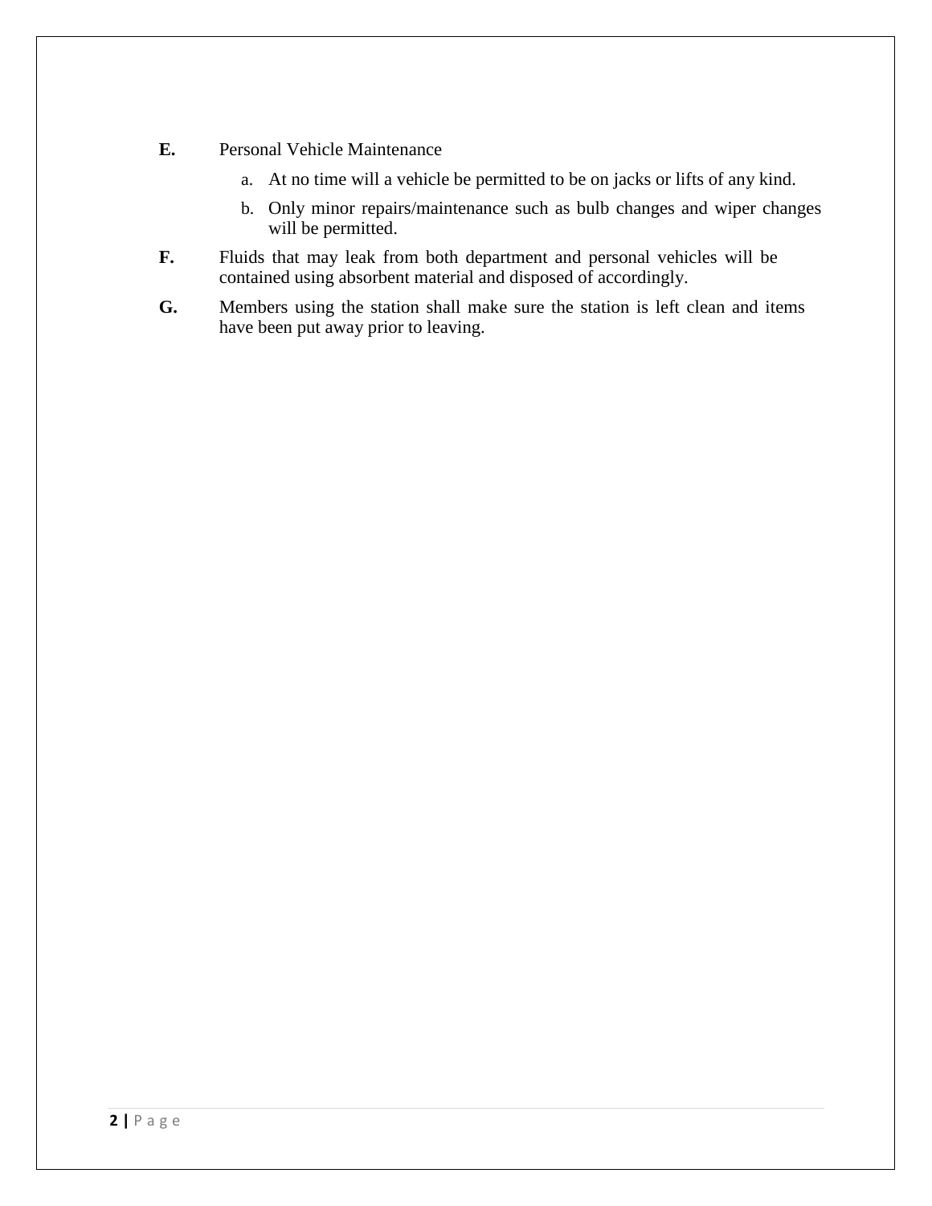**E.** Personal Vehicle Maintenance

  a. At no time will a vehicle be permitted to be on jacks or lifts of any kind.

  b. Only minor repairs/maintenance such as bulb changes and wiper changes will be permitted.

**F.** Fluids that may leak from both department and personal vehicles will be contained using absorbent material and disposed of accordingly.

**G.** Members using the station shall make sure the station is left clean and items have been put away prior to leaving.